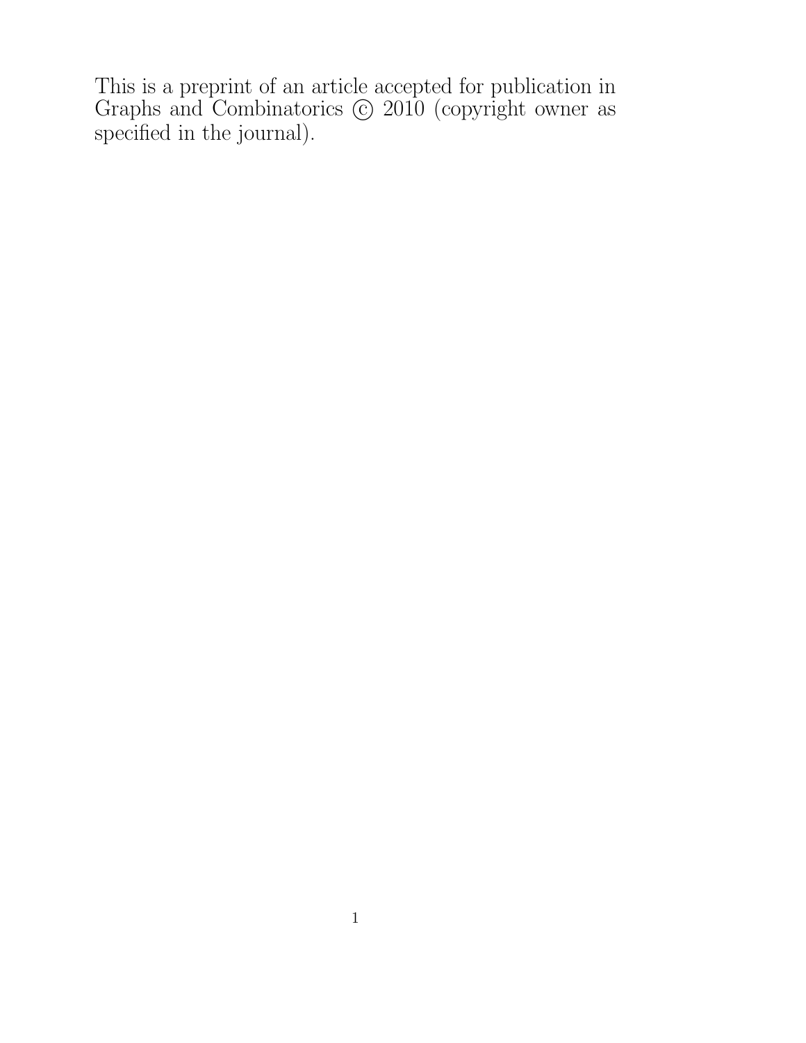This is a preprint of an article accepted for publication in Graphs and Combinatorics © 2010 (copyright owner as specified in the journal).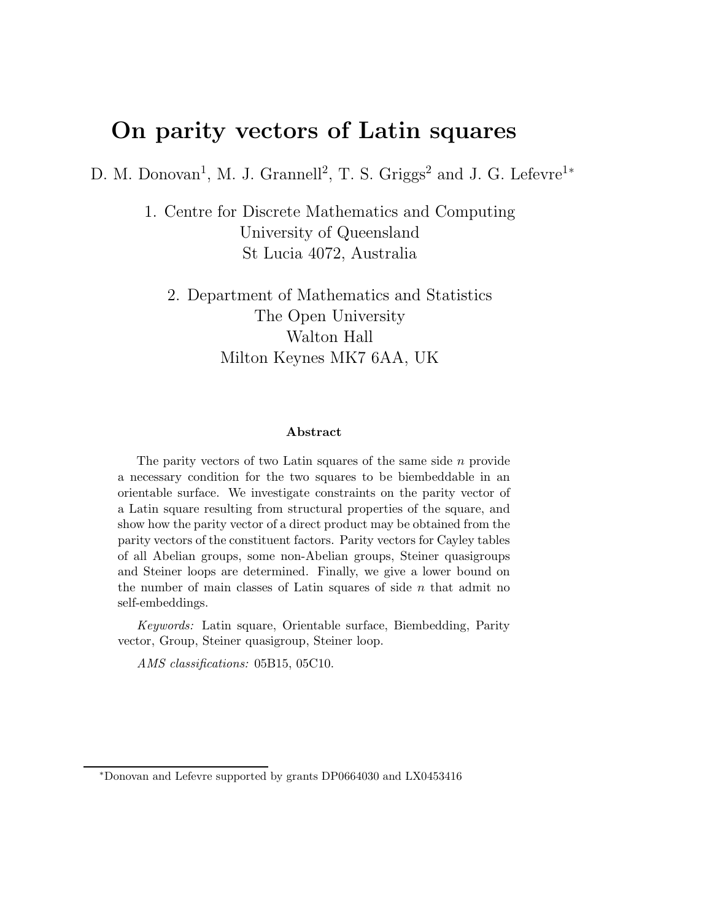# On parity vectors of Latin squares

D. M. Donovan[1], M. J. Grannell[2], T. S. Griggs[2] and J. G. Lefevre[1*]

1. Centre for Discrete Mathematics and Computing
University of Queensland
St Lucia 4072, Australia

2. Department of Mathematics and Statistics
The Open University
Walton Hall
Milton Keynes MK7 6AA, UK

**Abstract**

The parity vectors of two Latin squares of the same side $n$ provide a necessary condition for the two squares to be biembeddable in an orientable surface. We investigate constraints on the parity vector of a Latin square resulting from structural properties of the square, and show how the parity vector of a direct product may be obtained from the parity vectors of the constituent factors. Parity vectors for Cayley tables of all Abelian groups, some non-Abelian groups, Steiner quasigroups and Steiner loops are determined. Finally, we give a lower bound on the number of main classes of Latin squares of side $n$ that admit no self-embeddings.

*Keywords:* Latin square, Orientable surface, Biembedding, Parity vector, Group, Steiner quasigroup, Steiner loop.

*AMS classifications:* 05B15, 05C10.

[*]Donovan and Lefevre supported by grants DP0664030 and LX0453416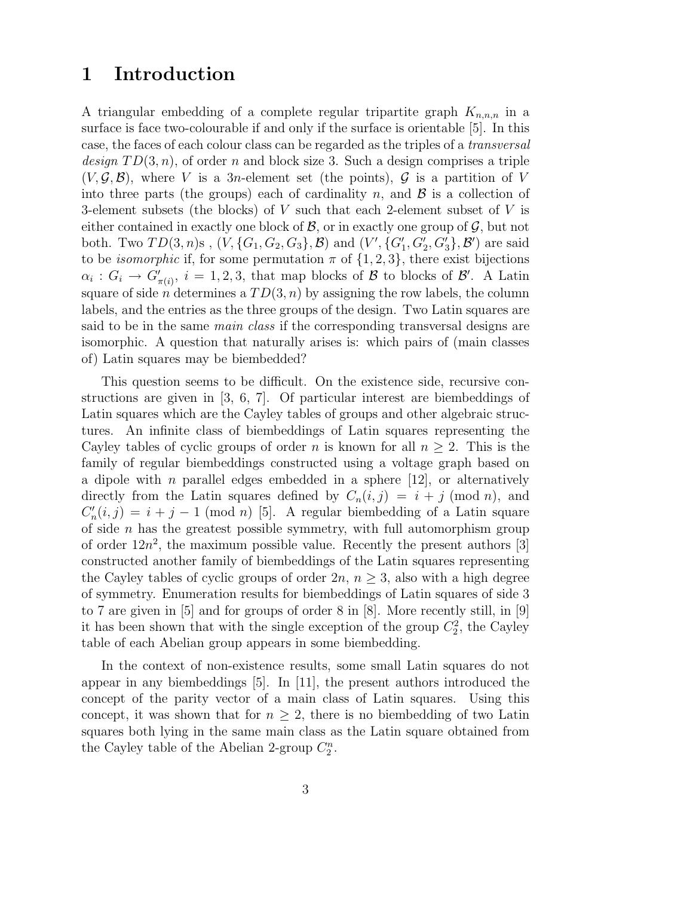# 1 Introduction

A triangular embedding of a complete regular tripartite graph $K_{n,n,n}$ in a surface is face two-colourable if and only if the surface is orientable [5]. In this case, the faces of each colour class can be regarded as the triples of a *transversal design* $TD(3,n)$, of order $n$ and block size 3. Such a design comprises a triple $(V, \mathcal{G}, \mathcal{B})$, where $V$ is a $3n$-element set (the points), $\mathcal{G}$ is a partition of $V$ into three parts (the groups) each of cardinality $n$, and $\mathcal{B}$ is a collection of 3-element subsets (the blocks) of $V$ such that each 2-element subset of $V$ is either contained in exactly one block of $\mathcal{B}$, or in exactly one group of $\mathcal{G}$, but not both. Two $TD(3,n)$s , $(V, \{G_1, G_2, G_3\}, \mathcal{B})$ and $(V', \{G'_1, G'_2, G'_3\}, \mathcal{B}')$ are said to be *isomorphic* if, for some permutation $\pi$ of $\{1,2,3\}$, there exist bijections $\alpha_i : G_i \to G'_{\pi(i)}$, $i = 1,2,3$, that map blocks of $\mathcal{B}$ to blocks of $\mathcal{B}'$. A Latin square of side $n$ determines a $TD(3,n)$ by assigning the row labels, the column labels, and the entries as the three groups of the design. Two Latin squares are said to be in the same *main class* if the corresponding transversal designs are isomorphic. A question that naturally arises is: which pairs of (main classes of) Latin squares may be biembedded?

This question seems to be difficult. On the existence side, recursive constructions are given in [3, 6, 7]. Of particular interest are biembeddings of Latin squares which are the Cayley tables of groups and other algebraic structures. An infinite class of biembeddings of Latin squares representing the Cayley tables of cyclic groups of order $n$ is known for all $n \geq 2$. This is the family of regular biembeddings constructed using a voltage graph based on a dipole with $n$ parallel edges embedded in a sphere [12], or alternatively directly from the Latin squares defined by $C_n(i,j) = i + j \pmod n$, and $C'_n(i,j) = i + j - 1 \pmod n$ [5]. A regular biembedding of a Latin square of side $n$ has the greatest possible symmetry, with full automorphism group of order $12n^2$, the maximum possible value. Recently the present authors [3] constructed another family of biembeddings of the Latin squares representing the Cayley tables of cyclic groups of order $2n$, $n \geq 3$, also with a high degree of symmetry. Enumeration results for biembeddings of Latin squares of side 3 to 7 are given in [5] and for groups of order 8 in [8]. More recently still, in [9] it has been shown that with the single exception of the group $C_2^2$, the Cayley table of each Abelian group appears in some biembedding.

In the context of non-existence results, some small Latin squares do not appear in any biembeddings [5]. In [11], the present authors introduced the concept of the parity vector of a main class of Latin squares. Using this concept, it was shown that for $n \geq 2$, there is no biembedding of two Latin squares both lying in the same main class as the Latin square obtained from the Cayley table of the Abelian 2-group $C_2^n$.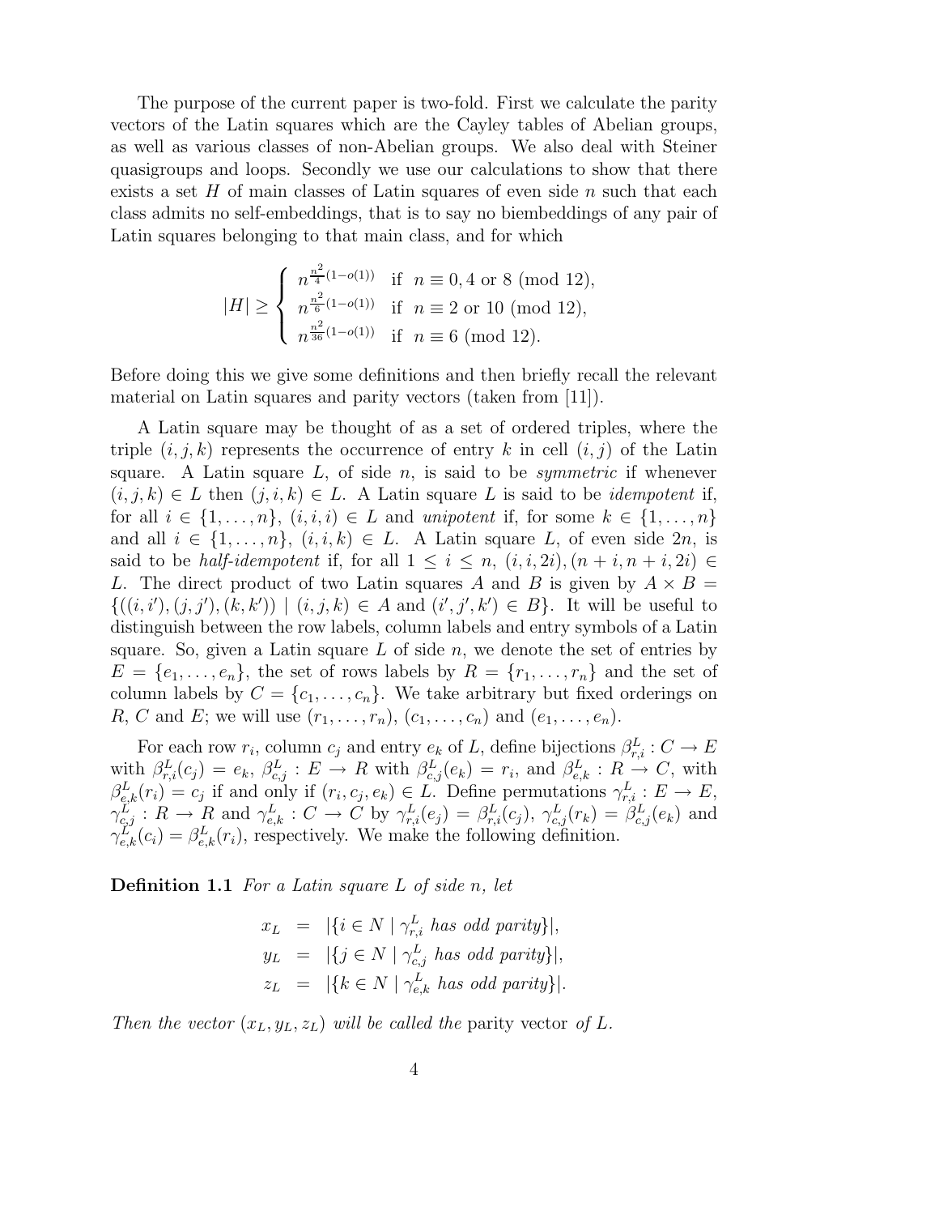The purpose of the current paper is two-fold. First we calculate the parity vectors of the Latin squares which are the Cayley tables of Abelian groups, as well as various classes of non-Abelian groups. We also deal with Steiner quasigroups and loops. Secondly we use our calculations to show that there exists a set $H$ of main classes of Latin squares of even side $n$ such that each class admits no self-embeddings, that is to say no biembeddings of any pair of Latin squares belonging to that main class, and for which

$$|H| \geq \begin{cases} n^{\frac{n^2}{4}(1-o(1))} & \text{if } n \equiv 0, 4 \text{ or } 8 \pmod{12}, \\ n^{\frac{n^2}{6}(1-o(1))} & \text{if } n \equiv 2 \text{ or } 10 \pmod{12}, \\ n^{\frac{n^2}{36}(1-o(1))} & \text{if } n \equiv 6 \pmod{12}. \end{cases}$$

Before doing this we give some definitions and then briefly recall the relevant material on Latin squares and parity vectors (taken from [11]).

A Latin square may be thought of as a set of ordered triples, where the triple $(i, j, k)$ represents the occurrence of entry $k$ in cell $(i, j)$ of the Latin square. A Latin square $L$, of side $n$, is said to be *symmetric* if whenever $(i, j, k) \in L$ then $(j, i, k) \in L$. A Latin square $L$ is said to be *idempotent* if, for all $i \in \{1, \ldots, n\}$, $(i, i, i) \in L$ and *unipotent* if, for some $k \in \{1, \ldots, n\}$ and all $i \in \{1, \ldots, n\}$, $(i, i, k) \in L$. A Latin square $L$, of even side $2n$, is said to be *half-idempotent* if, for all $1 \leq i \leq n$, $(i, i, 2i), (n+i, n+i, 2i) \in L$. The direct product of two Latin squares $A$ and $B$ is given by $A \times B = \{((i, i'), (j, j'), (k, k')) \mid (i, j, k) \in A \text{ and } (i', j', k') \in B\}$. It will be useful to distinguish between the row labels, column labels and entry symbols of a Latin square. So, given a Latin square $L$ of side $n$, we denote the set of entries by $E = \{e_1, \ldots, e_n\}$, the set of rows labels by $R = \{r_1, \ldots, r_n\}$ and the set of column labels by $C = \{c_1, \ldots, c_n\}$. We take arbitrary but fixed orderings on $R$, $C$ and $E$; we will use $(r_1, \ldots, r_n)$, $(c_1, \ldots, c_n)$ and $(e_1, \ldots, e_n)$.

For each row $r_i$, column $c_j$ and entry $e_k$ of $L$, define bijections $\beta^L_{r,i} : C \to E$ with $\beta^L_{r,i}(c_j) = e_k$, $\beta^L_{c,j} : E \to R$ with $\beta^L_{c,j}(e_k) = r_i$, and $\beta^L_{e,k} : R \to C$, with $\beta^L_{e,k}(r_i) = c_j$ if and only if $(r_i, c_j, e_k) \in L$. Define permutations $\gamma^L_{r,i} : E \to E$, $\gamma^L_{c,j} : R \to R$ and $\gamma^L_{e,k} : C \to C$ by $\gamma^L_{r,i}(e_j) = \beta^L_{r,i}(c_j)$, $\gamma^L_{c,j}(r_k) = \beta^L_{c,j}(e_k)$ and $\gamma^L_{e,k}(c_i) = \beta^L_{e,k}(r_i)$, respectively. We make the following definition.

**Definition 1.1** *For a Latin square $L$ of side $n$, let*

$$\begin{aligned} x_L &= |\{i \in N \mid \gamma^L_{r,i} \text{ has odd parity}\}|, \\ y_L &= |\{j \in N \mid \gamma^L_{c,j} \text{ has odd parity}\}|, \\ z_L &= |\{k \in N \mid \gamma^L_{e,k} \text{ has odd parity}\}|. \end{aligned}$$

*Then the vector $(x_L, y_L, z_L)$ will be called the* parity vector *of $L$.*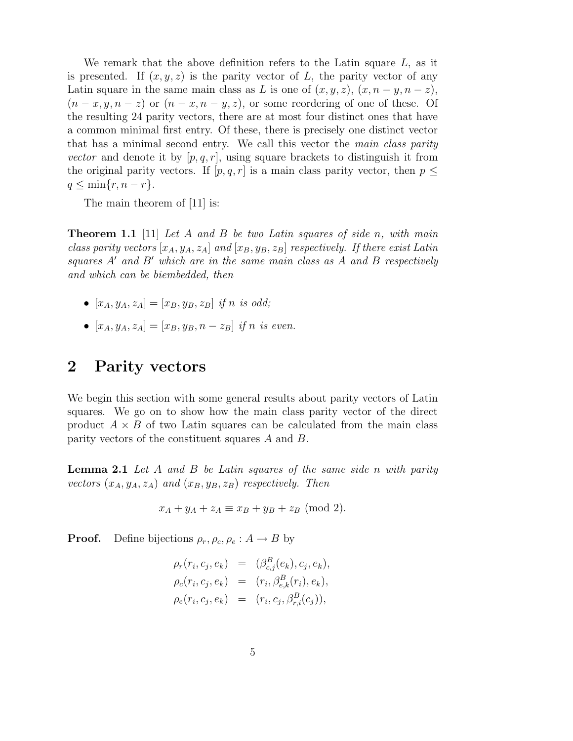We remark that the above definition refers to the Latin square $L$, as it is presented. If $(x, y, z)$ is the parity vector of $L$, the parity vector of any Latin square in the same main class as $L$ is one of $(x, y, z)$, $(x, n-y, n-z)$, $(n-x, y, n-z)$ or $(n-x, n-y, z)$, or some reordering of one of these. Of the resulting 24 parity vectors, there are at most four distinct ones that have a common minimal first entry. Of these, there is precisely one distinct vector that has a minimal second entry. We call this vector the *main class parity vector* and denote it by $[p, q, r]$, using square brackets to distinguish it from the original parity vectors. If $[p, q, r]$ is a main class parity vector, then $p \leq q \leq \min\{r, n-r\}$.

The main theorem of [11] is:

**Theorem 1.1** [11] *Let $A$ and $B$ be two Latin squares of side $n$, with main class parity vectors $[x_A, y_A, z_A]$ and $[x_B, y_B, z_B]$ respectively. If there exist Latin squares $A'$ and $B'$ which are in the same main class as $A$ and $B$ respectively and which can be biembedded, then*

- $[x_A, y_A, z_A] = [x_B, y_B, z_B]$ *if $n$ is odd;*
- $[x_A, y_A, z_A] = [x_B, y_B, n - z_B]$ *if $n$ is even.*

## 2 Parity vectors

We begin this section with some general results about parity vectors of Latin squares. We go on to show how the main class parity vector of the direct product $A \times B$ of two Latin squares can be calculated from the main class parity vectors of the constituent squares $A$ and $B$.

**Lemma 2.1** *Let $A$ and $B$ be Latin squares of the same side $n$ with parity vectors $(x_A, y_A, z_A)$ and $(x_B, y_B, z_B)$ respectively. Then*

$$x_A + y_A + z_A \equiv x_B + y_B + z_B \pmod 2.$$

**Proof.** Define bijections $\rho_r, \rho_c, \rho_e : A \to B$ by

$$\begin{aligned}
\rho_r(r_i, c_j, e_k) &= (\beta^B_{c,j}(e_k), c_j, e_k), \\
\rho_c(r_i, c_j, e_k) &= (r_i, \beta^B_{e,k}(r_i), e_k), \\
\rho_e(r_i, c_j, e_k) &= (r_i, c_j, \beta^B_{r,i}(c_j)),
\end{aligned}$$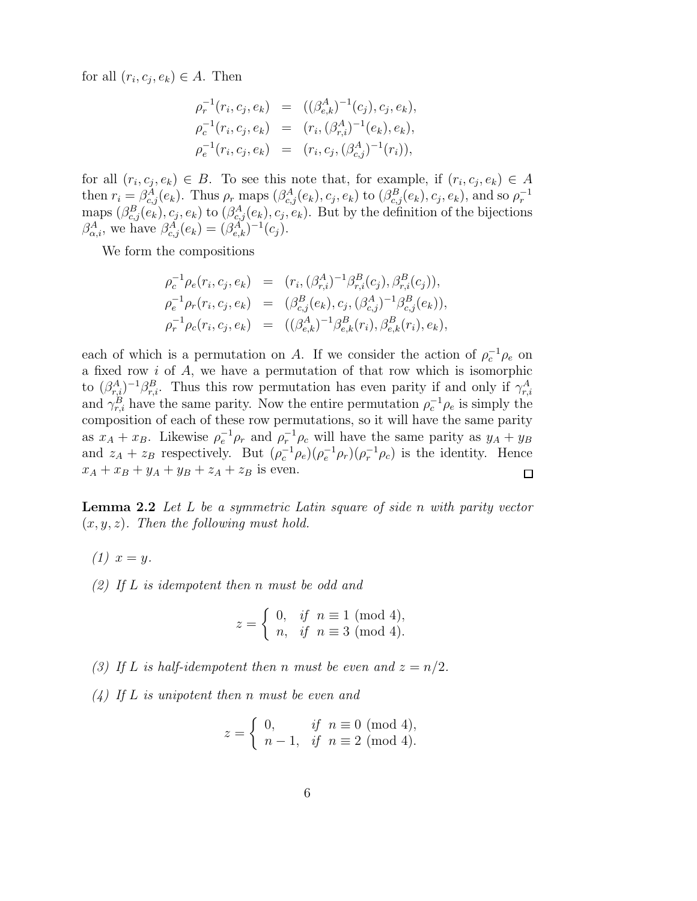for all $(r_i, c_j, e_k) \in A$. Then

$$
\begin{aligned}
\rho_r^{-1}(r_i, c_j, e_k) &= ((\beta^A_{e,k})^{-1}(c_j), c_j, e_k), \\
\rho_c^{-1}(r_i, c_j, e_k) &= (r_i, (\beta^A_{r,i})^{-1}(e_k), e_k), \\
\rho_e^{-1}(r_i, c_j, e_k) &= (r_i, c_j, (\beta^A_{c,j})^{-1}(r_i)),
\end{aligned}
$$

for all $(r_i, c_j, e_k) \in B$. To see this note that, for example, if $(r_i, c_j, e_k) \in A$ then $r_i = \beta^A_{c,j}(e_k)$. Thus $\rho_r$ maps $(\beta^A_{c,j}(e_k), c_j, e_k)$ to $(\beta^B_{c,j}(e_k), c_j, e_k)$, and so $\rho_r^{-1}$ maps $(\beta^B_{c,j}(e_k), c_j, e_k)$ to $(\beta^A_{c,j}(e_k), c_j, e_k)$. But by the definition of the bijections $\beta^A_{\alpha,i}$, we have $\beta^A_{c,j}(e_k) = (\beta^A_{e,k})^{-1}(c_j)$.

We form the compositions

$$
\begin{aligned}
\rho_c^{-1}\rho_e(r_i, c_j, e_k) &= (r_i, (\beta^A_{r,i})^{-1}\beta^B_{r,i}(c_j), \beta^B_{r,i}(c_j)), \\
\rho_e^{-1}\rho_r(r_i, c_j, e_k) &= (\beta^B_{c,j}(e_k), c_j, (\beta^A_{c,j})^{-1}\beta^B_{c,j}(e_k)), \\
\rho_r^{-1}\rho_c(r_i, c_j, e_k) &= ((\beta^A_{e,k})^{-1}\beta^B_{e,k}(r_i), \beta^B_{e,k}(r_i), e_k),
\end{aligned}
$$

each of which is a permutation on $A$. If we consider the action of $\rho_c^{-1}\rho_e$ on a fixed row $i$ of $A$, we have a permutation of that row which is isomorphic to $(\beta^A_{r,i})^{-1}\beta^B_{r,i}$. Thus this row permutation has even parity if and only if $\gamma^A_{r,i}$ and $\gamma^B_{r,i}$ have the same parity. Now the entire permutation $\rho_c^{-1}\rho_e$ is simply the composition of each of these row permutations, so it will have the same parity as $x_A + x_B$. Likewise $\rho_e^{-1}\rho_r$ and $\rho_r^{-1}\rho_c$ will have the same parity as $y_A + y_B$ and $z_A + z_B$ respectively. But $(\rho_c^{-1}\rho_e)(\rho_e^{-1}\rho_r)(\rho_r^{-1}\rho_c)$ is the identity. Hence $x_A + x_B + y_A + y_B + z_A + z_B$ is even. □

**Lemma 2.2** *Let $L$ be a symmetric Latin square of side $n$ with parity vector $(x, y, z)$. Then the following must hold.*

*(1) $x = y$.*

*(2) If $L$ is idempotent then $n$ must be odd and*

$$
z = \begin{cases} 0, & \text{if } n \equiv 1 \pmod 4, \\ n, & \text{if } n \equiv 3 \pmod 4. \end{cases}
$$

*(3) If $L$ is half-idempotent then $n$ must be even and $z = n/2$.*

*(4) If $L$ is unipotent then $n$ must be even and*

$$
z = \begin{cases} 0, & \text{if } n \equiv 0 \pmod 4, \\ n-1, & \text{if } n \equiv 2 \pmod 4. \end{cases}
$$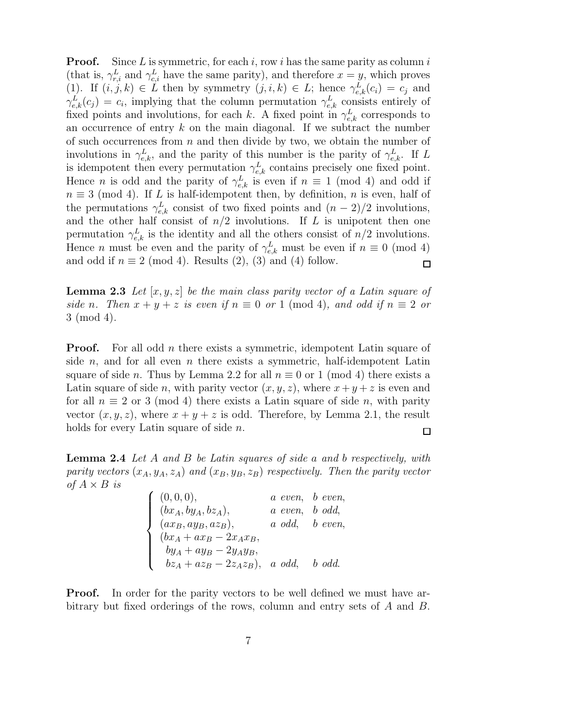**Proof.** Since $L$ is symmetric, for each $i$, row $i$ has the same parity as column $i$ (that is, $\gamma^L_{r,i}$ and $\gamma^L_{c,i}$ have the same parity), and therefore $x = y$, which proves (1). If $(i, j, k) \in L$ then by symmetry $(j, i, k) \in L$; hence $\gamma^L_{e,k}(c_i) = c_j$ and $\gamma^L_{e,k}(c_j) = c_i$, implying that the column permutation $\gamma^L_{e,k}$ consists entirely of fixed points and involutions, for each $k$. A fixed point in $\gamma^L_{e,k}$ corresponds to an occurrence of entry $k$ on the main diagonal. If we subtract the number of such occurrences from $n$ and then divide by two, we obtain the number of involutions in $\gamma^L_{e,k}$, and the parity of this number is the parity of $\gamma^L_{e,k}$. If $L$ is idempotent then every permutation $\gamma^L_{e,k}$ contains precisely one fixed point. Hence $n$ is odd and the parity of $\gamma^L_{e,k}$ is even if $n \equiv 1 \pmod 4$ and odd if $n \equiv 3 \pmod 4$. If $L$ is half-idempotent then, by definition, $n$ is even, half of the permutations $\gamma^L_{e,k}$ consist of two fixed points and $(n-2)/2$ involutions, and the other half consist of $n/2$ involutions. If $L$ is unipotent then one permutation $\gamma^L_{e,k}$ is the identity and all the others consist of $n/2$ involutions. Hence $n$ must be even and the parity of $\gamma^L_{e,k}$ must be even if $n \equiv 0 \pmod 4$ and odd if $n \equiv 2 \pmod 4$. Results (2), (3) and (4) follow. □

**Lemma 2.3** *Let $[x, y, z]$ be the main class parity vector of a Latin square of side $n$. Then $x + y + z$ is even if $n \equiv 0$ or $1 \pmod 4$, and odd if $n \equiv 2$ or $3 \pmod 4$.*

**Proof.** For all odd $n$ there exists a symmetric, idempotent Latin square of side $n$, and for all even $n$ there exists a symmetric, half-idempotent Latin square of side $n$. Thus by Lemma 2.2 for all $n \equiv 0$ or $1 \pmod 4$ there exists a Latin square of side $n$, with parity vector $(x, y, z)$, where $x + y + z$ is even and for all $n \equiv 2$ or $3 \pmod 4$ there exists a Latin square of side $n$, with parity vector $(x, y, z)$, where $x + y + z$ is odd. Therefore, by Lemma 2.1, the result holds for every Latin square of side $n$. □

**Lemma 2.4** *Let $A$ and $B$ be Latin squares of side $a$ and $b$ respectively, with parity vectors $(x_A, y_A, z_A)$ and $(x_B, y_B, z_B)$ respectively. Then the parity vector of $A \times B$ is*

$$\begin{cases} (0, 0, 0), & a \text{ even}, \quad b \text{ even}, \\ (bx_A, by_A, bz_A), & a \text{ even}, \quad b \text{ odd}, \\ (ax_B, ay_B, az_B), & a \text{ odd}, \quad b \text{ even}, \\ (bx_A + ax_B - 2x_Ax_B, & \\ \quad by_A + ay_B - 2y_Ay_B, & \\ \quad bz_A + az_B - 2z_Az_B), & a \text{ odd}, \quad b \text{ odd}. \end{cases}$$

**Proof.** In order for the parity vectors to be well defined we must have arbitrary but fixed orderings of the rows, column and entry sets of $A$ and $B$.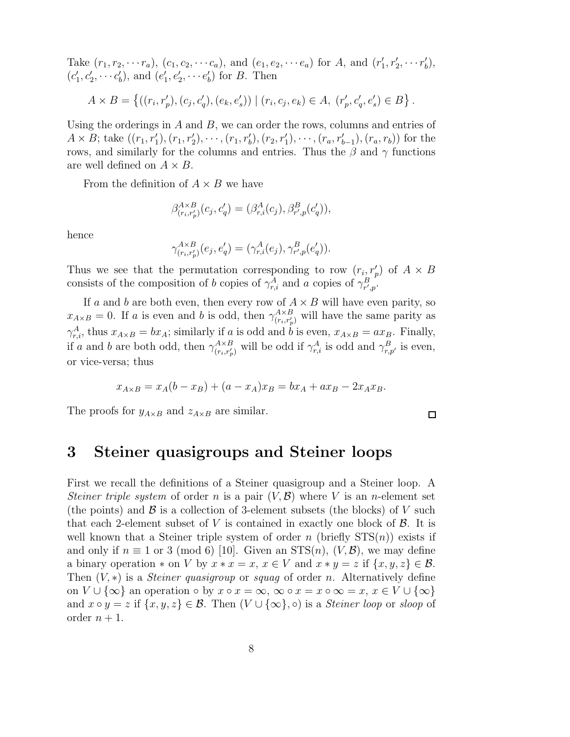Take $(r_1, r_2, \cdots r_a)$, $(c_1, c_2, \cdots c_a)$, and $(e_1, e_2, \cdots e_a)$ for $A$, and $(r'_1, r'_2, \cdots r'_b)$, $(c'_1, c'_2, \cdots c'_b)$, and $(e'_1, e'_2, \cdots e'_b)$ for $B$. Then

$$A \times B = \left\{ ((r_i, r'_p), (c_j, c'_q), (e_k, e'_s)) \mid (r_i, c_j, e_k) \in A,\ (r'_p, c'_q, e'_s) \in B \right\}.$$

Using the orderings in $A$ and $B$, we can order the rows, columns and entries of $A \times B$; take $((r_1, r'_1), (r_1, r'_2), \cdots, (r_1, r'_b), (r_2, r'_1), \cdots, (r_a, r'_{b-1}), (r_a, r_b))$ for the rows, and similarly for the columns and entries. Thus the $\beta$ and $\gamma$ functions are well defined on $A \times B$.

From the definition of $A \times B$ we have

$$\beta^{A\times B}_{(r_i, r'_p)}(c_j, c'_q) = (\beta^A_{r,i}(c_j), \beta^B_{r',p}(c'_q)),$$

hence

$$\gamma^{A\times B}_{(r_i, r'_p)}(e_j, e'_q) = (\gamma^A_{r,i}(e_j), \gamma^B_{r',p}(e'_q)).$$

Thus we see that the permutation corresponding to row $(r_i, r'_p)$ of $A \times B$ consists of the composition of $b$ copies of $\gamma^A_{r,i}$ and $a$ copies of $\gamma^B_{r',p}$.

If $a$ and $b$ are both even, then every row of $A \times B$ will have even parity, so $x_{A\times B} = 0$. If $a$ is even and $b$ is odd, then $\gamma^{A\times B}_{(r_i, r'_p)}$ will have the same parity as $\gamma^A_{r,i}$, thus $x_{A\times B} = bx_A$; similarly if $a$ is odd and $b$ is even, $x_{A\times B} = ax_B$. Finally, if $a$ and $b$ are both odd, then $\gamma^{A\times B}_{(r_i, r'_p)}$ will be odd if $\gamma^A_{r,i}$ is odd and $\gamma^B_{r,p'}$ is even, or vice-versa; thus

$$x_{A\times B} = x_A(b - x_B) + (a - x_A)x_B = bx_A + ax_B - 2x_A x_B.$$

The proofs for $y_{A\times B}$ and $z_{A\times B}$ are similar. □

# 3 Steiner quasigroups and Steiner loops

First we recall the definitions of a Steiner quasigroup and a Steiner loop. A *Steiner triple system* of order $n$ is a pair $(V, \mathcal{B})$ where $V$ is an $n$-element set (the points) and $\mathcal{B}$ is a collection of 3-element subsets (the blocks) of $V$ such that each 2-element subset of $V$ is contained in exactly one block of $\mathcal{B}$. It is well known that a Steiner triple system of order $n$ (briefly STS($n$)) exists if and only if $n \equiv 1$ or $3 \pmod 6$ [10]. Given an STS($n$), $(V, \mathcal{B})$, we may define a binary operation $*$ on $V$ by $x * x = x$, $x \in V$ and $x * y = z$ if $\{x, y, z\} \in \mathcal{B}$. Then $(V, *)$ is a *Steiner quasigroup* or *squag* of order $n$. Alternatively define on $V \cup \{\infty\}$ an operation $\circ$ by $x \circ x = \infty$, $\infty \circ x = x \circ \infty = x$, $x \in V \cup \{\infty\}$ and $x \circ y = z$ if $\{x, y, z\} \in \mathcal{B}$. Then $(V \cup \{\infty\}, \circ)$ is a *Steiner loop* or *sloop* of order $n + 1$.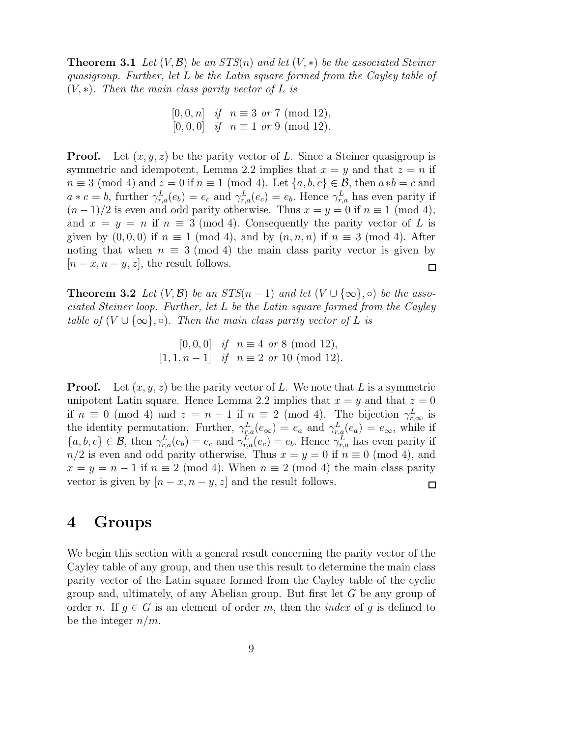**Theorem 3.1** *Let $(V, \mathcal{B})$ be an STS$(n)$ and let $(V, *)$ be the associated Steiner quasigroup. Further, let $L$ be the Latin square formed from the Cayley table of $(V, *)$. Then the main class parity vector of $L$ is*

$$\begin{array}{ll} [0, 0, n] & \text{if} \quad n \equiv 3 \text{ or } 7 \pmod{12}, \\ [0, 0, 0] & \text{if} \quad n \equiv 1 \text{ or } 9 \pmod{12}. \end{array}$$

**Proof.** Let $(x, y, z)$ be the parity vector of $L$. Since a Steiner quasigroup is symmetric and idempotent, Lemma 2.2 implies that $x = y$ and that $z = n$ if $n \equiv 3 \pmod 4$ and $z = 0$ if $n \equiv 1 \pmod 4$. Let $\{a, b, c\} \in \mathcal{B}$, then $a * b = c$ and $a * c = b$, further $\gamma^L_{r,a}(e_b) = e_c$ and $\gamma^L_{r,a}(e_c) = e_b$. Hence $\gamma^L_{r,a}$ has even parity if $(n-1)/2$ is even and odd parity otherwise. Thus $x = y = 0$ if $n \equiv 1 \pmod 4$, and $x = y = n$ if $n \equiv 3 \pmod 4$. Consequently the parity vector of $L$ is given by $(0, 0, 0)$ if $n \equiv 1 \pmod 4$, and by $(n, n, n)$ if $n \equiv 3 \pmod 4$. After noting that when $n \equiv 3 \pmod 4$ the main class parity vector is given by $[n - x, n - y, z]$, the result follows. $\square$

**Theorem 3.2** *Let $(V, \mathcal{B})$ be an STS$(n-1)$ and let $(V \cup \{\infty\}, \circ)$ be the associated Steiner loop. Further, let $L$ be the Latin square formed from the Cayley table of $(V \cup \{\infty\}, \circ)$. Then the main class parity vector of $L$ is*

$$\begin{array}{ll} [0, 0, 0] & \text{if} \quad n \equiv 4 \text{ or } 8 \pmod{12}, \\ [1, 1, n-1] & \text{if} \quad n \equiv 2 \text{ or } 10 \pmod{12}. \end{array}$$

**Proof.** Let $(x, y, z)$ be the parity vector of $L$. We note that $L$ is a symmetric unipotent Latin square. Hence Lemma 2.2 implies that $x = y$ and that $z = 0$ if $n \equiv 0 \pmod 4$ and $z = n - 1$ if $n \equiv 2 \pmod 4$. The bijection $\gamma^L_{r,\infty}$ is the identity permutation. Further, $\gamma^L_{r,a}(e_\infty) = e_a$ and $\gamma^L_{r,a}(e_a) = e_\infty$, while if $\{a, b, c\} \in \mathcal{B}$, then $\gamma^L_{r,a}(e_b) = e_c$ and $\gamma^L_{r,a}(e_c) = e_b$. Hence $\gamma^L_{r,a}$ has even parity if $n/2$ is even and odd parity otherwise. Thus $x = y = 0$ if $n \equiv 0 \pmod 4$, and $x = y = n - 1$ if $n \equiv 2 \pmod 4$. When $n \equiv 2 \pmod 4$ the main class parity vector is given by $[n - x, n - y, z]$ and the result follows. $\square$

# 4 Groups

We begin this section with a general result concerning the parity vector of the Cayley table of any group, and then use this result to determine the main class parity vector of the Latin square formed from the Cayley table of the cyclic group and, ultimately, of any Abelian group. But first let $G$ be any group of order $n$. If $g \in G$ is an element of order $m$, then the *index* of $g$ is defined to be the integer $n/m$.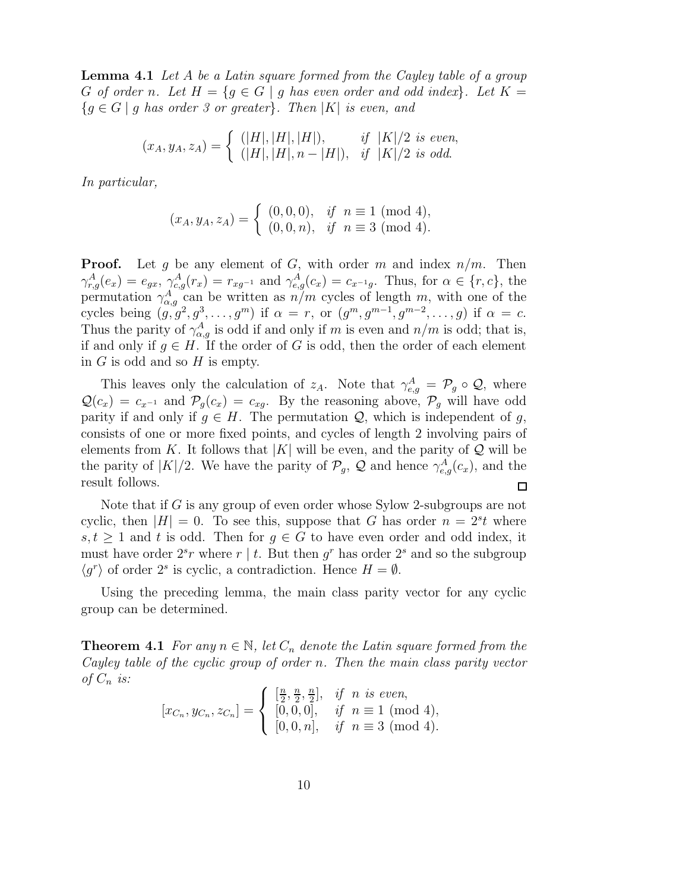**Lemma 4.1** *Let $A$ be a Latin square formed from the Cayley table of a group $G$ of order $n$. Let $H = \{g \in G \mid g$ has even order and odd index$\}$. Let $K = \{g \in G \mid g$ has order 3 or greater$\}$. Then $|K|$ is even, and*

$$(x_A, y_A, z_A) = \begin{cases} (|H|, |H|, |H|), & \text{if } |K|/2 \text{ is even}, \\ (|H|, |H|, n - |H|), & \text{if } |K|/2 \text{ is odd}. \end{cases}$$

*In particular,*

$$(x_A, y_A, z_A) = \begin{cases} (0, 0, 0), & \text{if } n \equiv 1 \pmod 4, \\ (0, 0, n), & \text{if } n \equiv 3 \pmod 4. \end{cases}$$

**Proof.** Let $g$ be any element of $G$, with order $m$ and index $n/m$. Then $\gamma^A_{r,g}(e_x) = e_{gx}$, $\gamma^A_{c,g}(r_x) = r_{xg^{-1}}$ and $\gamma^A_{e,g}(c_x) = c_{x^{-1}g}$. Thus, for $\alpha \in \{r, c\}$, the permutation $\gamma^A_{\alpha,g}$ can be written as $n/m$ cycles of length $m$, with one of the cycles being $(g, g^2, g^3, \ldots, g^m)$ if $\alpha = r$, or $(g^m, g^{m-1}, g^{m-2}, \ldots, g)$ if $\alpha = c$. Thus the parity of $\gamma^A_{\alpha,g}$ is odd if and only if $m$ is even and $n/m$ is odd; that is, if and only if $g \in H$. If the order of $G$ is odd, then the order of each element in $G$ is odd and so $H$ is empty.

This leaves only the calculation of $z_A$. Note that $\gamma^A_{e,g} = \mathcal{P}_g \circ \mathcal{Q}$, where $\mathcal{Q}(c_x) = c_{x^{-1}}$ and $\mathcal{P}_g(c_x) = c_{xg}$. By the reasoning above, $\mathcal{P}_g$ will have odd parity if and only if $g \in H$. The permutation $\mathcal{Q}$, which is independent of $g$, consists of one or more fixed points, and cycles of length 2 involving pairs of elements from $K$. It follows that $|K|$ will be even, and the parity of $\mathcal{Q}$ will be the parity of $|K|/2$. We have the parity of $\mathcal{P}_g$, $\mathcal{Q}$ and hence $\gamma^A_{e,g}(c_x)$, and the result follows. □

Note that if $G$ is any group of even order whose Sylow 2-subgroups are not cyclic, then $|H| = 0$. To see this, suppose that $G$ has order $n = 2^s t$ where $s, t \geq 1$ and $t$ is odd. Then for $g \in G$ to have even order and odd index, it must have order $2^s r$ where $r \mid t$. But then $g^r$ has order $2^s$ and so the subgroup $\langle g^r \rangle$ of order $2^s$ is cyclic, a contradiction. Hence $H = \emptyset$.

Using the preceding lemma, the main class parity vector for any cyclic group can be determined.

**Theorem 4.1** *For any $n \in \mathbb{N}$, let $C_n$ denote the Latin square formed from the Cayley table of the cyclic group of order $n$. Then the main class parity vector of $C_n$ is:*

$$[x_{C_n}, y_{C_n}, z_{C_n}] = \begin{cases} [\frac{n}{2}, \frac{n}{2}, \frac{n}{2}], & \text{if } n \text{ is even}, \\ [0, 0, 0], & \text{if } n \equiv 1 \pmod 4, \\ [0, 0, n], & \text{if } n \equiv 3 \pmod 4. \end{cases}$$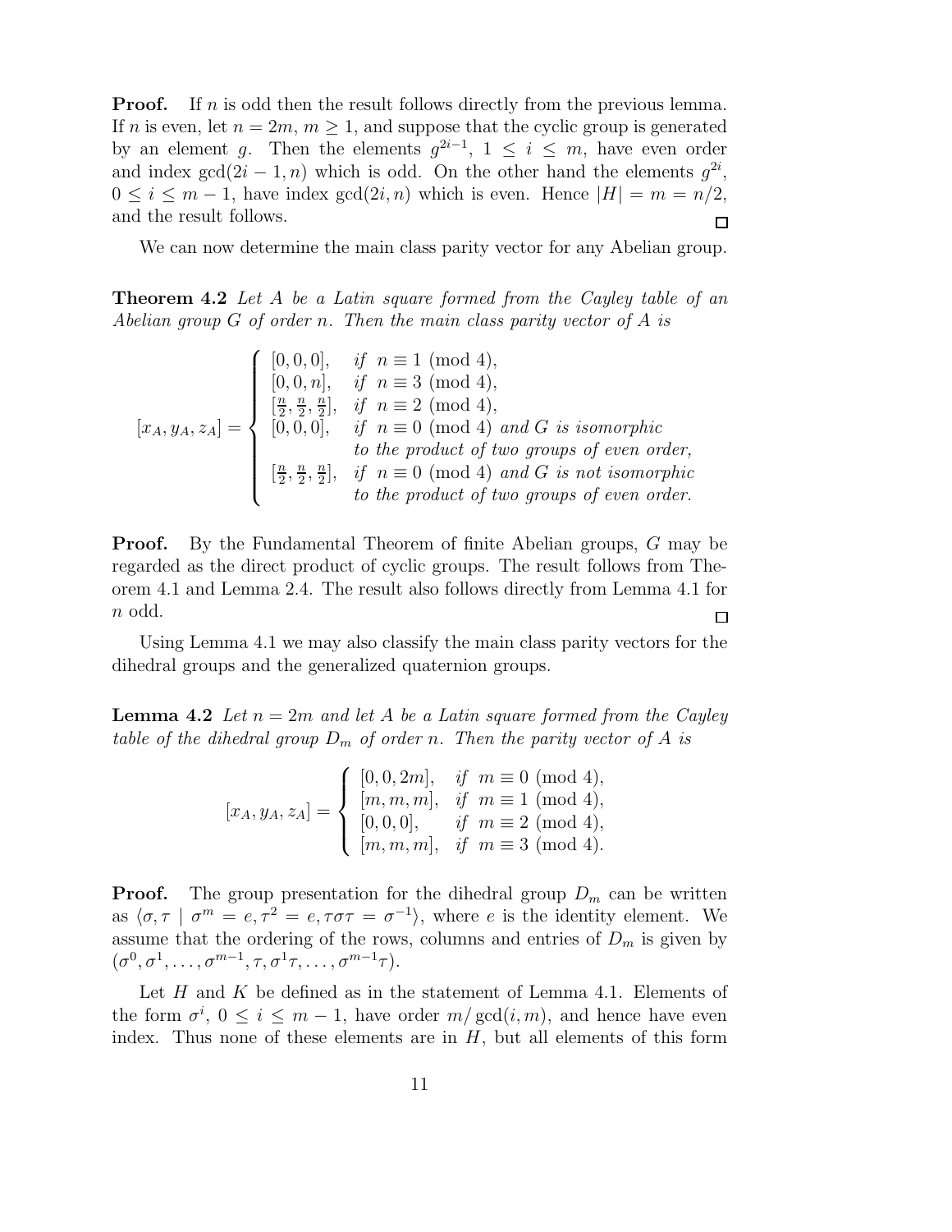**Proof.** If $n$ is odd then the result follows directly from the previous lemma. If $n$ is even, let $n = 2m$, $m \geq 1$, and suppose that the cyclic group is generated by an element $g$. Then the elements $g^{2i-1}$, $1 \leq i \leq m$, have even order and index $\gcd(2i-1, n)$ which is odd. On the other hand the elements $g^{2i}$, $0 \leq i \leq m-1$, have index $\gcd(2i, n)$ which is even. Hence $|H| = m = n/2$, and the result follows. □

We can now determine the main class parity vector for any Abelian group.

**Theorem 4.2** *Let $A$ be a Latin square formed from the Cayley table of an Abelian group $G$ of order $n$. Then the main class parity vector of $A$ is*

$$[x_A, y_A, z_A] = \begin{cases} [0,0,0], & \text{if } n \equiv 1 \pmod 4, \\ [0,0,n], & \text{if } n \equiv 3 \pmod 4, \\ [\frac{n}{2}, \frac{n}{2}, \frac{n}{2}], & \text{if } n \equiv 2 \pmod 4, \\ [0,0,0], & \text{if } n \equiv 0 \pmod 4 \text{ and } G \text{ is isomorphic} \\ & \text{to the product of two groups of even order,} \\ [\frac{n}{2}, \frac{n}{2}, \frac{n}{2}], & \text{if } n \equiv 0 \pmod 4 \text{ and } G \text{ is not isomorphic} \\ & \text{to the product of two groups of even order.} \end{cases}$$

**Proof.** By the Fundamental Theorem of finite Abelian groups, $G$ may be regarded as the direct product of cyclic groups. The result follows from Theorem 4.1 and Lemma 2.4. The result also follows directly from Lemma 4.1 for $n$ odd. □

Using Lemma 4.1 we may also classify the main class parity vectors for the dihedral groups and the generalized quaternion groups.

**Lemma 4.2** *Let $n = 2m$ and let $A$ be a Latin square formed from the Cayley table of the dihedral group $D_m$ of order $n$. Then the parity vector of $A$ is*

$$[x_A, y_A, z_A] = \begin{cases} [0,0,2m], & \text{if } m \equiv 0 \pmod 4, \\ [m,m,m], & \text{if } m \equiv 1 \pmod 4, \\ [0,0,0], & \text{if } m \equiv 2 \pmod 4, \\ [m,m,m], & \text{if } m \equiv 3 \pmod 4. \end{cases}$$

**Proof.** The group presentation for the dihedral group $D_m$ can be written as $\langle \sigma, \tau \mid \sigma^m = e, \tau^2 = e, \tau\sigma\tau = \sigma^{-1} \rangle$, where $e$ is the identity element. We assume that the ordering of the rows, columns and entries of $D_m$ is given by $(\sigma^0, \sigma^1, \ldots, \sigma^{m-1}, \tau, \sigma^1\tau, \ldots, \sigma^{m-1}\tau)$.

Let $H$ and $K$ be defined as in the statement of Lemma 4.1. Elements of the form $\sigma^i$, $0 \leq i \leq m-1$, have order $m/\gcd(i, m)$, and hence have even index. Thus none of these elements are in $H$, but all elements of this form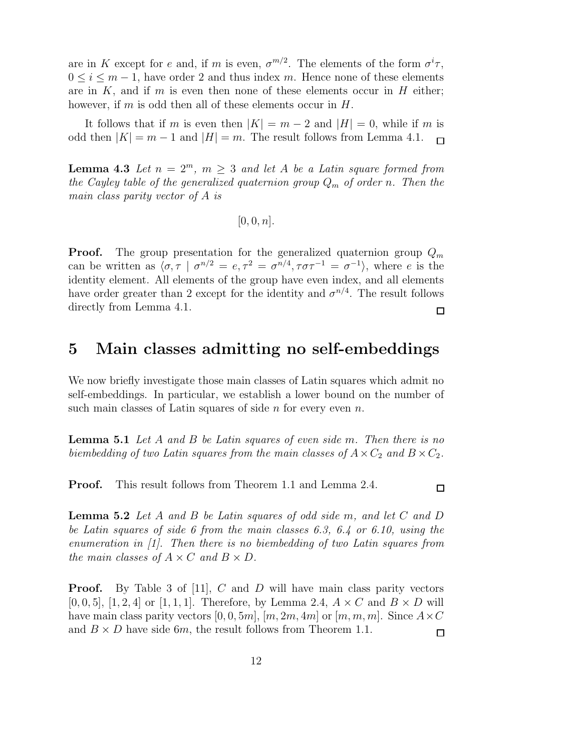are in $K$ except for $e$ and, if $m$ is even, $\sigma^{m/2}$. The elements of the form $\sigma^i\tau$, $0 \le i \le m-1$, have order 2 and thus index $m$. Hence none of these elements are in $K$, and if $m$ is even then none of these elements occur in $H$ either; however, if $m$ is odd then all of these elements occur in $H$.

It follows that if $m$ is even then $|K| = m-2$ and $|H| = 0$, while if $m$ is odd then $|K| = m-1$ and $|H| = m$. The result follows from Lemma 4.1. $\square$

**Lemma 4.3** *Let $n = 2^m$, $m \ge 3$ and let $A$ be a Latin square formed from the Cayley table of the generalized quaternion group $Q_m$ of order $n$. Then the main class parity vector of $A$ is*

$$[0, 0, n].$$

**Proof.** The group presentation for the generalized quaternion group $Q_m$ can be written as $\langle \sigma, \tau \mid \sigma^{n/2} = e, \tau^2 = \sigma^{n/4}, \tau\sigma\tau^{-1} = \sigma^{-1}\rangle$, where $e$ is the identity element. All elements of the group have even index, and all elements have order greater than 2 except for the identity and $\sigma^{n/4}$. The result follows directly from Lemma 4.1. $\square$

# 5 Main classes admitting no self-embeddings

We now briefly investigate those main classes of Latin squares which admit no self-embeddings. In particular, we establish a lower bound on the number of such main classes of Latin squares of side $n$ for every even $n$.

**Lemma 5.1** *Let $A$ and $B$ be Latin squares of even side $m$. Then there is no biembedding of two Latin squares from the main classes of $A \times C_2$ and $B \times C_2$.*

**Proof.** This result follows from Theorem 1.1 and Lemma 2.4. $\square$

**Lemma 5.2** *Let $A$ and $B$ be Latin squares of odd side $m$, and let $C$ and $D$ be Latin squares of side 6 from the main classes 6.3, 6.4 or 6.10, using the enumeration in [1]. Then there is no biembedding of two Latin squares from the main classes of $A \times C$ and $B \times D$.*

**Proof.** By Table 3 of [11], $C$ and $D$ will have main class parity vectors $[0, 0, 5]$, $[1, 2, 4]$ or $[1, 1, 1]$. Therefore, by Lemma 2.4, $A \times C$ and $B \times D$ will have main class parity vectors $[0, 0, 5m]$, $[m, 2m, 4m]$ or $[m, m, m]$. Since $A \times C$ and $B \times D$ have side $6m$, the result follows from Theorem 1.1. $\square$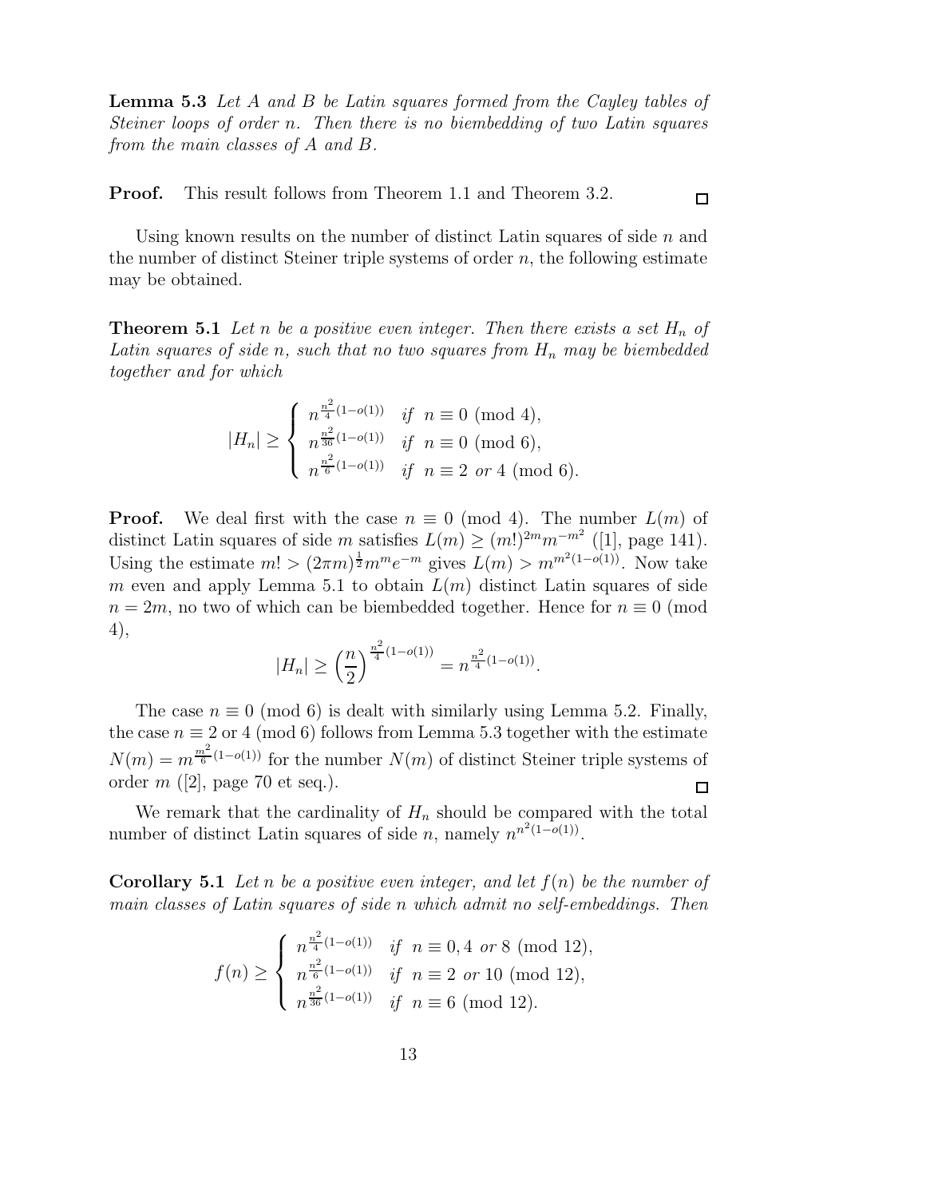**Lemma 5.3** *Let $A$ and $B$ be Latin squares formed from the Cayley tables of Steiner loops of order $n$. Then there is no biembedding of two Latin squares from the main classes of $A$ and $B$.*

**Proof.** This result follows from Theorem 1.1 and Theorem 3.2. $\square$

Using known results on the number of distinct Latin squares of side $n$ and the number of distinct Steiner triple systems of order $n$, the following estimate may be obtained.

**Theorem 5.1** *Let $n$ be a positive even integer. Then there exists a set $H_n$ of Latin squares of side $n$, such that no two squares from $H_n$ may be biembedded together and for which*

$$|H_n| \geq \begin{cases} n^{\frac{n^2}{4}(1-o(1))} & \text{if } n \equiv 0 \pmod 4, \\ n^{\frac{n^2}{36}(1-o(1))} & \text{if } n \equiv 0 \pmod 6, \\ n^{\frac{n^2}{6}(1-o(1))} & \text{if } n \equiv 2 \text{ or } 4 \pmod 6. \end{cases}$$

**Proof.** We deal first with the case $n \equiv 0 \pmod 4$. The number $L(m)$ of distinct Latin squares of side $m$ satisfies $L(m) \geq (m!)^{2m} m^{-m^2}$ ([1], page 141). Using the estimate $m! > (2\pi m)^{\frac{1}{2}} m^m e^{-m}$ gives $L(m) > m^{m^2(1-o(1))}$. Now take $m$ even and apply Lemma 5.1 to obtain $L(m)$ distinct Latin squares of side $n = 2m$, no two of which can be biembedded together. Hence for $n \equiv 0 \pmod 4$,

$$|H_n| \geq \left(\frac{n}{2}\right)^{\frac{n^2}{4}(1-o(1))} = n^{\frac{n^2}{4}(1-o(1))}.$$

The case $n \equiv 0 \pmod 6$ is dealt with similarly using Lemma 5.2. Finally, the case $n \equiv 2$ or $4 \pmod 6$ follows from Lemma 5.3 together with the estimate $N(m) = m^{\frac{m^2}{6}(1-o(1))}$ for the number $N(m)$ of distinct Steiner triple systems of order $m$ ([2], page 70 et seq.). $\square$

We remark that the cardinality of $H_n$ should be compared with the total number of distinct Latin squares of side $n$, namely $n^{n^2(1-o(1))}$.

**Corollary 5.1** *Let $n$ be a positive even integer, and let $f(n)$ be the number of main classes of Latin squares of side $n$ which admit no self-embeddings. Then*

$$f(n) \geq \begin{cases} n^{\frac{n^2}{4}(1-o(1))} & \text{if } n \equiv 0, 4 \text{ or } 8 \pmod{12}, \\ n^{\frac{n^2}{6}(1-o(1))} & \text{if } n \equiv 2 \text{ or } 10 \pmod{12}, \\ n^{\frac{n^2}{36}(1-o(1))} & \text{if } n \equiv 6 \pmod{12}. \end{cases}$$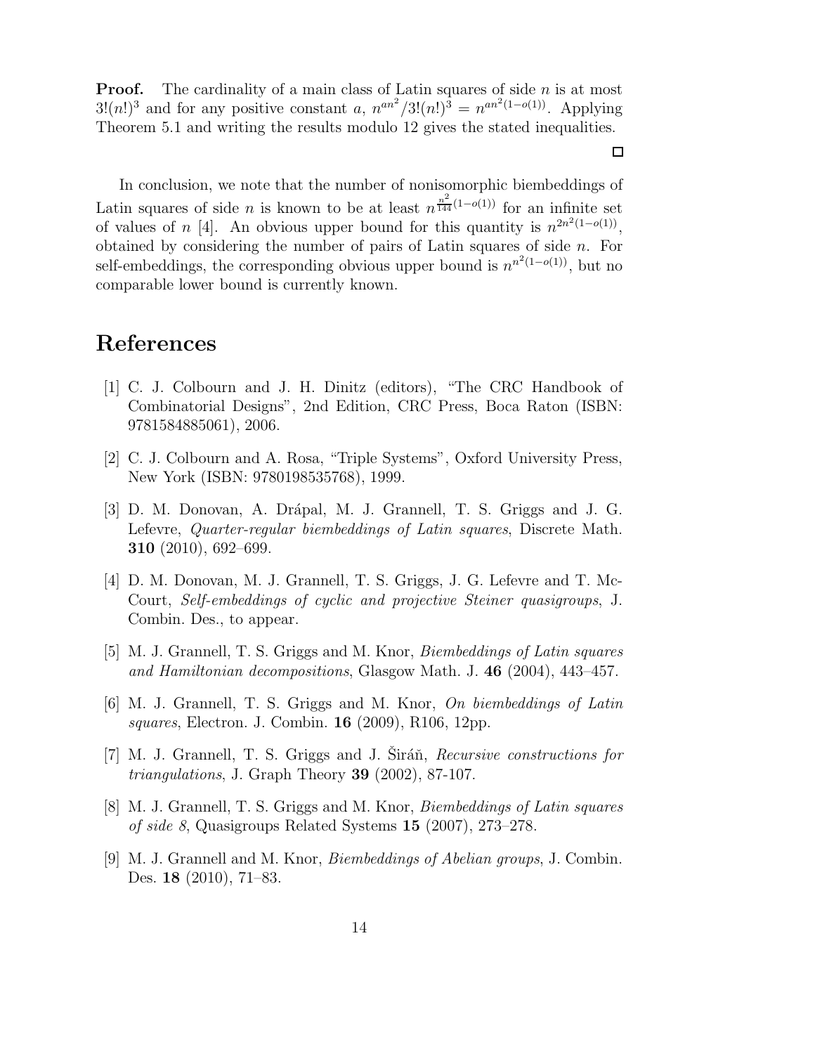**Proof.** The cardinality of a main class of Latin squares of side $n$ is at most $3!(n!)^3$ and for any positive constant $a$, $n^{an^2}/3!(n!)^3 = n^{an^2(1-o(1))}$. Applying Theorem 5.1 and writing the results modulo 12 gives the stated inequalities.

□

In conclusion, we note that the number of nonisomorphic biembeddings of Latin squares of side $n$ is known to be at least $n^{\frac{n^2}{144}(1-o(1))}$ for an infinite set of values of $n$ [4]. An obvious upper bound for this quantity is $n^{2n^2(1-o(1))}$, obtained by considering the number of pairs of Latin squares of side $n$. For self-embeddings, the corresponding obvious upper bound is $n^{n^2(1-o(1))}$, but no comparable lower bound is currently known.

# References

[1] C. J. Colbourn and J. H. Dinitz (editors), "The CRC Handbook of Combinatorial Designs", 2nd Edition, CRC Press, Boca Raton (ISBN: 9781584885061), 2006.

[2] C. J. Colbourn and A. Rosa, "Triple Systems", Oxford University Press, New York (ISBN: 9780198535768), 1999.

[3] D. M. Donovan, A. Drápal, M. J. Grannell, T. S. Griggs and J. G. Lefevre, *Quarter-regular biembeddings of Latin squares*, Discrete Math. **310** (2010), 692–699.

[4] D. M. Donovan, M. J. Grannell, T. S. Griggs, J. G. Lefevre and T. McCourt, *Self-embeddings of cyclic and projective Steiner quasigroups*, J. Combin. Des., to appear.

[5] M. J. Grannell, T. S. Griggs and M. Knor, *Biembeddings of Latin squares and Hamiltonian decompositions*, Glasgow Math. J. **46** (2004), 443–457.

[6] M. J. Grannell, T. S. Griggs and M. Knor, *On biembeddings of Latin squares*, Electron. J. Combin. **16** (2009), R106, 12pp.

[7] M. J. Grannell, T. S. Griggs and J. Širáň, *Recursive constructions for triangulations*, J. Graph Theory **39** (2002), 87-107.

[8] M. J. Grannell, T. S. Griggs and M. Knor, *Biembeddings of Latin squares of side 8*, Quasigroups Related Systems **15** (2007), 273–278.

[9] M. J. Grannell and M. Knor, *Biembeddings of Abelian groups*, J. Combin. Des. **18** (2010), 71–83.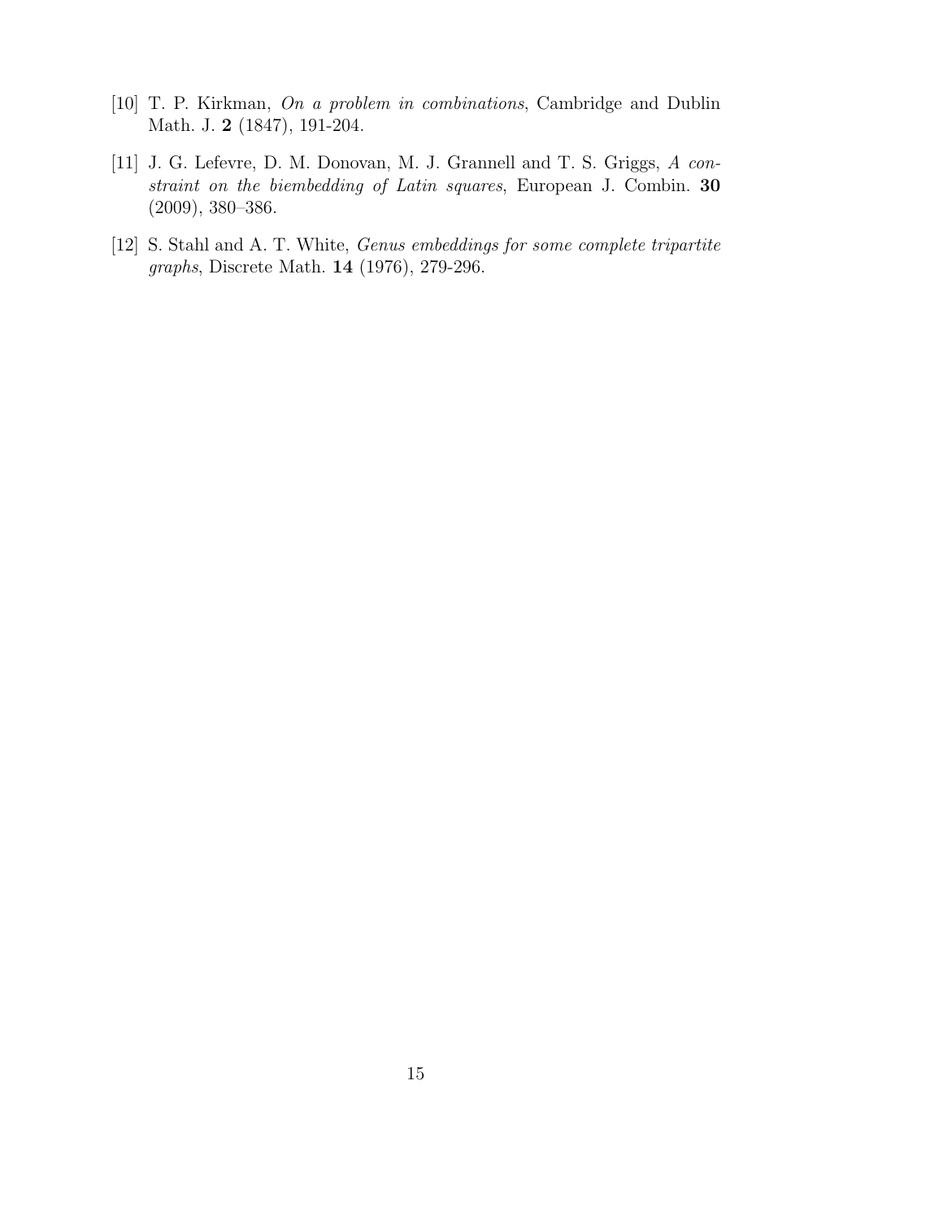[10] T. P. Kirkman, *On a problem in combinations*, Cambridge and Dublin Math. J. **2** (1847), 191-204.

[11] J. G. Lefevre, D. M. Donovan, M. J. Grannell and T. S. Griggs, *A constraint on the biembedding of Latin squares*, European J. Combin. **30** (2009), 380–386.

[12] S. Stahl and A. T. White, *Genus embeddings for some complete tripartite graphs*, Discrete Math. **14** (1976), 279-296.